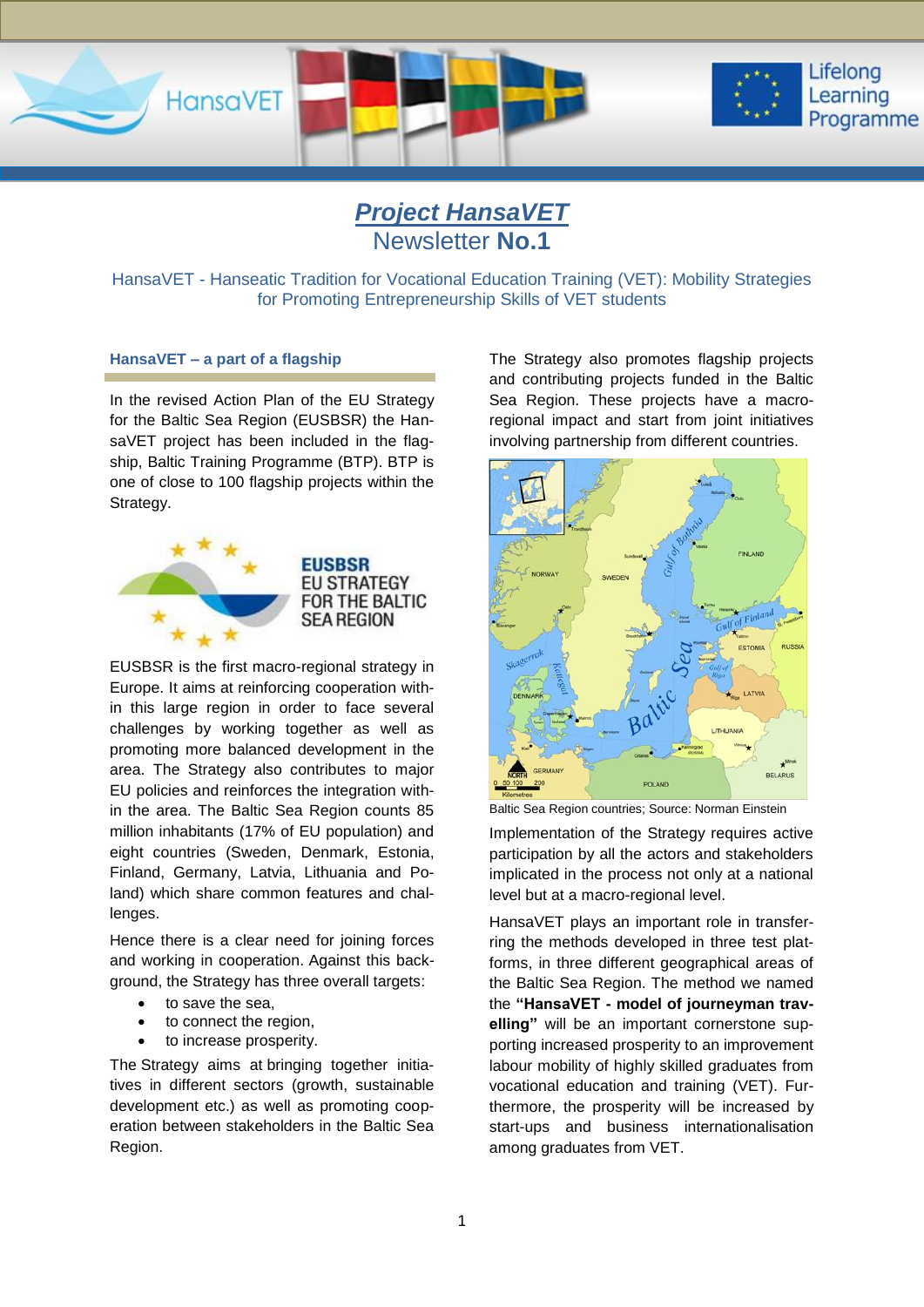# *Project HansaVET*

## Newsletter **No.1**

HansaVET - Hanseatic Tradition for Vocational Education Training (VET): Mobility Strategies for Promoting Entrepreneurship Skills of VET students

### HansaVET – a part of a flagship

In the revised Action Plan of the EU Strategy for the Baltic Sea Region (EUSBSR) the HansaVET project has been included in the flagship, Baltic Training Programme (BTP). BTP is one of close to 100 flagship projects within the Strategy.

EUSBSR is the first macro-regional strategy in Europe. It aims at reinforcing cooperation within this large region in order to face several challenges by working together as well as promoting more balanced development in the area. The Strategy also contributes to major EU policies and reinforces the integration within the area. The Baltic Sea Region counts 85 million inhabitants (17% of EU population) and eight countries (Sweden, Denmark, Estonia, Finland, Germany, Latvia, Lithuania and Poland) which share common features and challenges.

Hence there is a clear need for joining forces and working in cooperation. Against this background, the Strategy has three overall targets:

- to save the sea,
- to connect the region,
- to increase prosperity.

The Strategy aims at bringing together initiatives in different sectors (growth, sustainable development etc.) as well as promoting cooperation between stakeholders in the Baltic Sea Region.

The Strategy also promotes flagship projects and contributing projects funded in the Baltic Sea Region. These projects have a macro-regional impact and start from joint initiatives involving partnership from different countries.

Baltic Sea Region countries; Source: Norman Einstein

Implementation of the Strategy requires active participation by all the actors and stakeholders implicated in the process not only at a national level but at a macro-regional level.

HansaVET plays an important role in transferring the methods developed in three test platforms, in three different geographical areas of the Baltic Sea Region. The method we named the **"HansaVET - model of journeyman travelling"** will be an important cornerstone supporting increased prosperity to an improvement labour mobility of highly skilled graduates from vocational education and training (VET). Furthermore, the prosperity will be increased by start-ups and business internationalisation among graduates from VET.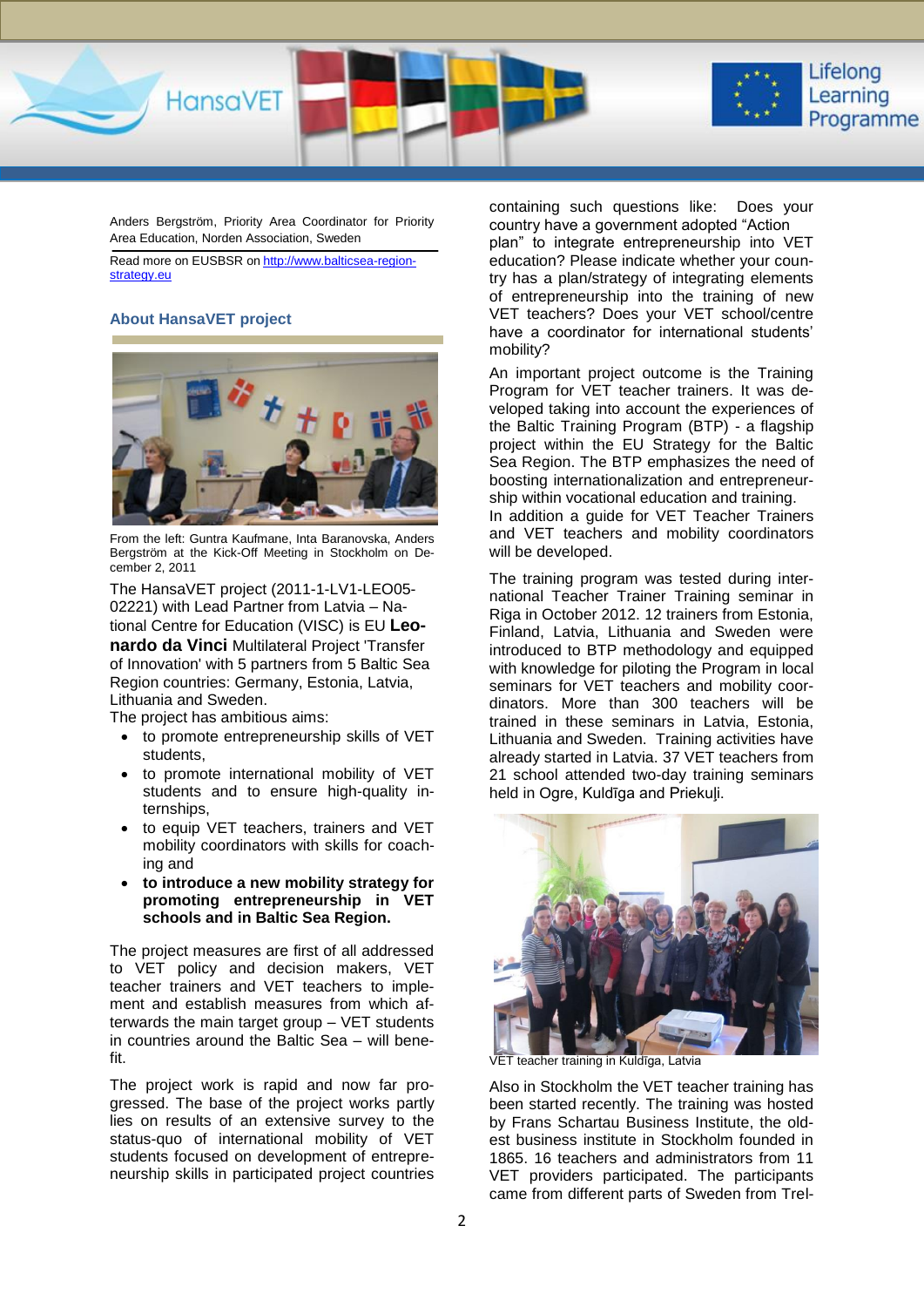Anders Bergström, Priority Area Coordinator for Priority Area Education, Norden Association, Sweden

Read more on EUSBSR on http://www.balticsea-region-strategy.eu

### About HansaVET project

From the left: Guntra Kaufmane, Inta Baranovska, Anders Bergström at the Kick-Off Meeting in Stockholm on December 2, 2011

The HansaVET project (2011-1-LV1-LEO05-02221) with Lead Partner from Latvia – National Centre for Education (VISC) is EU **Leonardo da Vinci** Multilateral Project 'Transfer of Innovation' with 5 partners from 5 Baltic Sea Region countries: Germany, Estonia, Latvia, Lithuania and Sweden.

The project has ambitious aims:

- to promote entrepreneurship skills of VET students,
- to promote international mobility of VET students and to ensure high-quality internships,
- to equip VET teachers, trainers and VET mobility coordinators with skills for coaching and
- **to introduce a new mobility strategy for promoting entrepreneurship in VET schools and in Baltic Sea Region.**

The project measures are first of all addressed to VET policy and decision makers, VET teacher trainers and VET teachers to implement and establish measures from which afterwards the main target group – VET students in countries around the Baltic Sea – will benefit.

The project work is rapid and now far progressed. The base of the project works partly lies on results of an extensive survey to the status-quo of international mobility of VET students focused on development of entrepreneurship skills in participated project countries containing such questions like: Does your country have a government adopted "Action plan" to integrate entrepreneurship into VET education? Please indicate whether your country has a plan/strategy of integrating elements of entrepreneurship into the training of new VET teachers? Does your VET school/centre have a coordinator for international students' mobility?

An important project outcome is the Training Program for VET teacher trainers. It was developed taking into account the experiences of the Baltic Training Program (BTP) - a flagship project within the EU Strategy for the Baltic Sea Region. The BTP emphasizes the need of boosting internationalization and entrepreneurship within vocational education and training.

In addition a guide for VET Teacher Trainers and VET teachers and mobility coordinators will be developed.

The training program was tested during international Teacher Trainer Training seminar in Riga in October 2012. 12 trainers from Estonia, Finland, Latvia, Lithuania and Sweden were introduced to BTP methodology and equipped with knowledge for piloting the Program in local seminars for VET teachers and mobility coordinators. More than 300 teachers will be trained in these seminars in Latvia, Estonia, Lithuania and Sweden. Training activities have already started in Latvia. 37 VET teachers from 21 school attended two-day training seminars held in Ogre, Kuldīga and Priekuļi.

VET teacher training in Kuldīga, Latvia

Also in Stockholm the VET teacher training has been started recently. The training was hosted by Frans Schartau Business Institute, the oldest business institute in Stockholm founded in 1865. 16 teachers and administrators from 11 VET providers participated. The participants came from different parts of Sweden from Trel-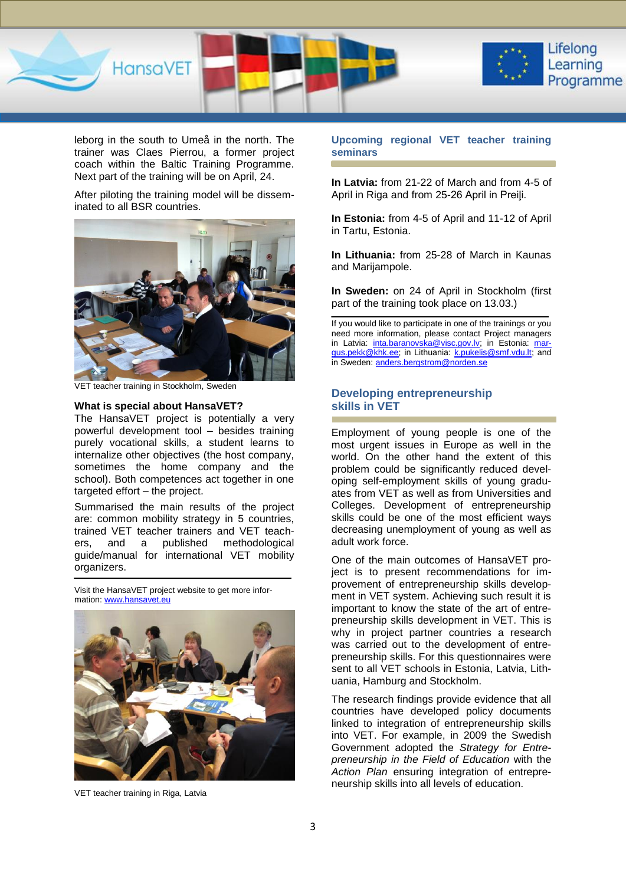leborg in the south to Umeå in the north. The trainer was Claes Pierrou, a former project coach within the Baltic Training Programme. Next part of the training will be on April, 24.

After piloting the training model will be disseminated to all BSR countries.

VET teacher training in Stockholm, Sweden

**What is special about HansaVET?**

The HansaVET project is potentially a very powerful development tool – besides training purely vocational skills, a student learns to internalize other objectives (the host company, sometimes the home company and the school). Both competences act together in one targeted effort – the project.

Summarised the main results of the project are: common mobility strategy in 5 countries, trained VET teacher trainers and VET teachers, and a published methodological guide/manual for international VET mobility organizers.

Visit the HansaVET project website to get more information: www.hansavet.eu

VET teacher training in Riga, Latvia

## Upcoming regional VET teacher training seminars

**In Latvia:** from 21-22 of March and from 4-5 of April in Riga and from 25-26 April in Preiļi.

**In Estonia:** from 4-5 of April and 11-12 of April in Tartu, Estonia.

**In Lithuania:** from 25-28 of March in Kaunas and Marijampole.

**In Sweden:** on 24 of April in Stockholm (first part of the training took place on 13.03.)

If you would like to participate in one of the trainings or you need more information, please contact Project managers in Latvia: inta.baranovska@visc.gov.lv; in Estonia: margus.pekk@khk.ee; in Lithuania: k.pukelis@smf.vdu.lt; and in Sweden: anders.bergstrom@norden.se

## Developing entrepreneurship skills in VET

Employment of young people is one of the most urgent issues in Europe as well in the world. On the other hand the extent of this problem could be significantly reduced developing self-employment skills of young graduates from VET as well as from Universities and Colleges. Development of entrepreneurship skills could be one of the most efficient ways decreasing unemployment of young as well as adult work force.

One of the main outcomes of HansaVET project is to present recommendations for improvement of entrepreneurship skills development in VET system. Achieving such result it is important to know the state of the art of entrepreneurship skills development in VET. This is why in project partner countries a research was carried out to the development of entrepreneurship skills. For this questionnaires were sent to all VET schools in Estonia, Latvia, Lithuania, Hamburg and Stockholm.

The research findings provide evidence that all countries have developed policy documents linked to integration of entrepreneurship skills into VET. For example, in 2009 the Swedish Government adopted the *Strategy for Entrepreneurship in the Field of Education* with the *Action Plan* ensuring integration of entrepreneurship skills into all levels of education.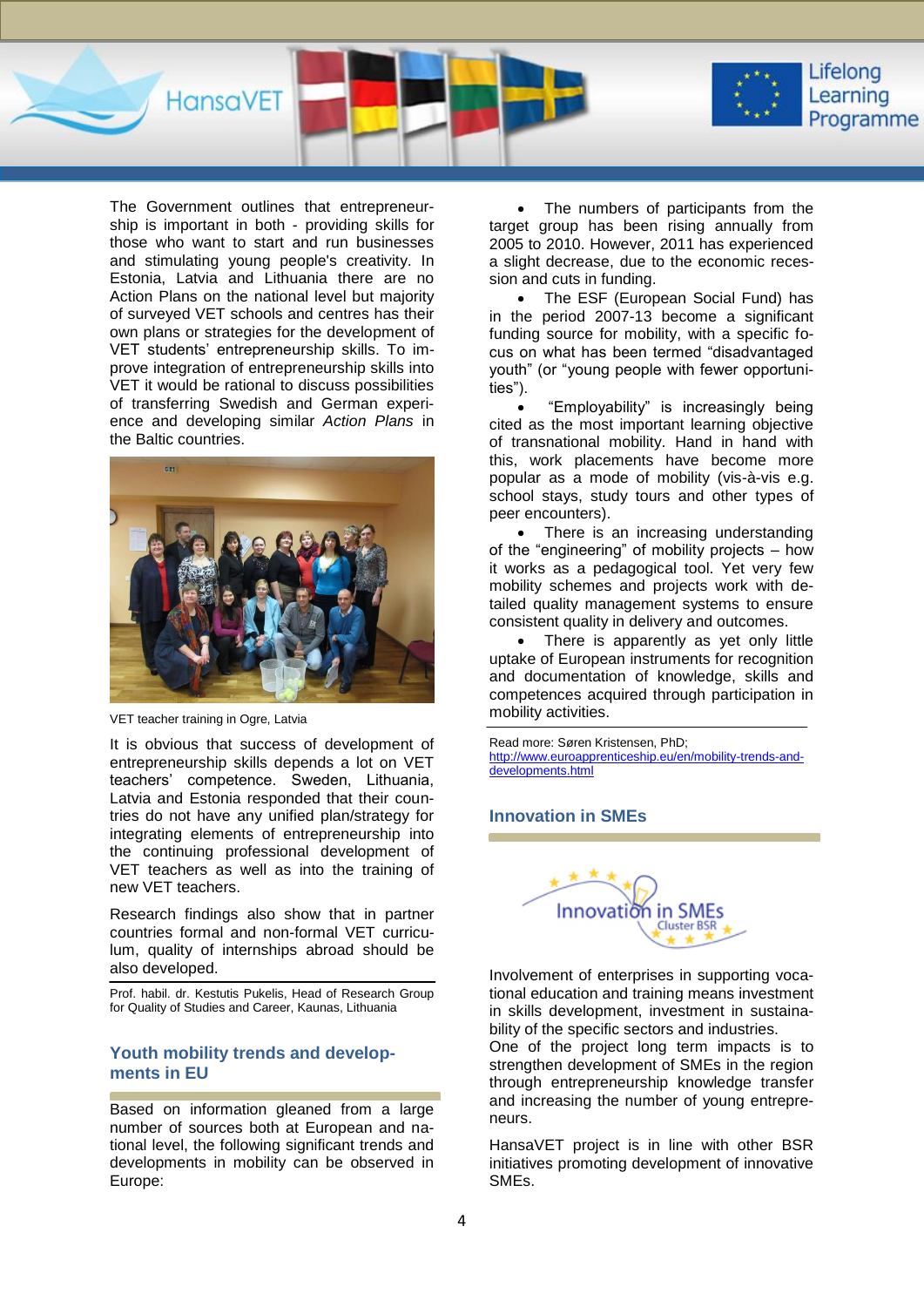The Government outlines that entrepreneurship is important in both - providing skills for those who want to start and run businesses and stimulating young people's creativity. In Estonia, Latvia and Lithuania there are no Action Plans on the national level but majority of surveyed VET schools and centres has their own plans or strategies for the development of VET students' entrepreneurship skills. To improve integration of entrepreneurship skills into VET it would be rational to discuss possibilities of transferring Swedish and German experience and developing similar *Action Plans* in the Baltic countries.

VET teacher training in Ogre, Latvia

It is obvious that success of development of entrepreneurship skills depends a lot on VET teachers' competence. Sweden, Lithuania, Latvia and Estonia responded that their countries do not have any unified plan/strategy for integrating elements of entrepreneurship into the continuing professional development of VET teachers as well as into the training of new VET teachers.

Research findings also show that in partner countries formal and non-formal VET curriculum, quality of internships abroad should be also developed.

Prof. habil. dr. Kestutis Pukelis, Head of Research Group for Quality of Studies and Career, Kaunas, Lithuania

## Youth mobility trends and developments in EU

Based on information gleaned from a large number of sources both at European and national level, the following significant trends and developments in mobility can be observed in Europe:

- The numbers of participants from the target group has been rising annually from 2005 to 2010. However, 2011 has experienced a slight decrease, due to the economic recession and cuts in funding.
- The ESF (European Social Fund) has in the period 2007-13 become a significant funding source for mobility, with a specific focus on what has been termed "disadvantaged youth" (or "young people with fewer opportunities").
- "Employability" is increasingly being cited as the most important learning objective of transnational mobility. Hand in hand with this, work placements have become more popular as a mode of mobility (vis-à-vis e.g. school stays, study tours and other types of peer encounters).
- There is an increasing understanding of the "engineering" of mobility projects – how it works as a pedagogical tool. Yet very few mobility schemes and projects work with detailed quality management systems to ensure consistent quality in delivery and outcomes.
- There is apparently as yet only little uptake of European instruments for recognition and documentation of knowledge, skills and competences acquired through participation in mobility activities.

Read more: Søren Kristensen, PhD;
http://www.euroapprenticeship.eu/en/mobility-trends-and-developments.html

## Innovation in SMEs

Involvement of enterprises in supporting vocational education and training means investment in skills development, investment in sustainability of the specific sectors and industries.
One of the project long term impacts is to strengthen development of SMEs in the region through entrepreneurship knowledge transfer and increasing the number of young entrepreneurs.

HansaVET project is in line with other BSR initiatives promoting development of innovative SMEs.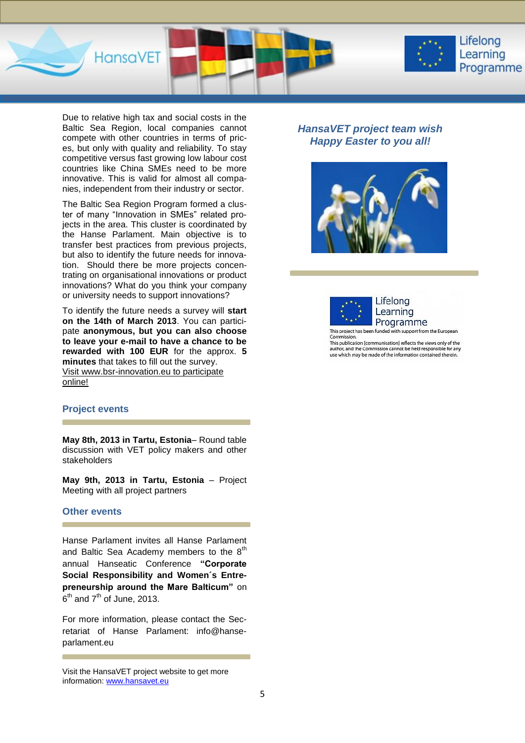Due to relative high tax and social costs in the Baltic Sea Region, local companies cannot compete with other countries in terms of prices, but only with quality and reliability. To stay competitive versus fast growing low labour cost countries like China SMEs need to be more innovative. This is valid for almost all companies, independent from their industry or sector.

The Baltic Sea Region Program formed a cluster of many “Innovation in SMEs” related projects in the area. This cluster is coordinated by the Hanse Parlament. Main objective is to transfer best practices from previous projects, but also to identify the future needs for innovation. Should there be more projects concentrating on organisational innovations or product innovations? What do you think your company or university needs to support innovations?

To identify the future needs a survey will **start on the 14th of March 2013**. You can participate **anonymous, but you can also choose to leave your e-mail to have a chance to be rewarded with 100 EUR** for the approx. **5 minutes** that takes to fill out the survey. Visit www.bsr-innovation.eu to participate online!

## Project events

**May 8th, 2013 in Tartu, Estonia**– Round table discussion with VET policy makers and other stakeholders

**May 9th, 2013 in Tartu, Estonia** – Project Meeting with all project partners

## Other events

Hanse Parlament invites all Hanse Parlament and Baltic Sea Academy members to the 8th annual Hanseatic Conference **“Corporate Social Responsibility and Women´s Entrepreneurship around the Mare Balticum”** on 6th and 7th of June, 2013.

For more information, please contact the Secretariat of Hanse Parlament: info@hanse-parlament.eu

Visit the HansaVET project website to get more information: www.hansavet.eu

***HansaVET project team wish Happy Easter to you all!***

Lifelong Learning Programme

This project has been funded with support from the European Commission.
This publication [communication] reflects the views only of the author, and the Commission cannot be held responsible for any use which may be made of the information contained therein.